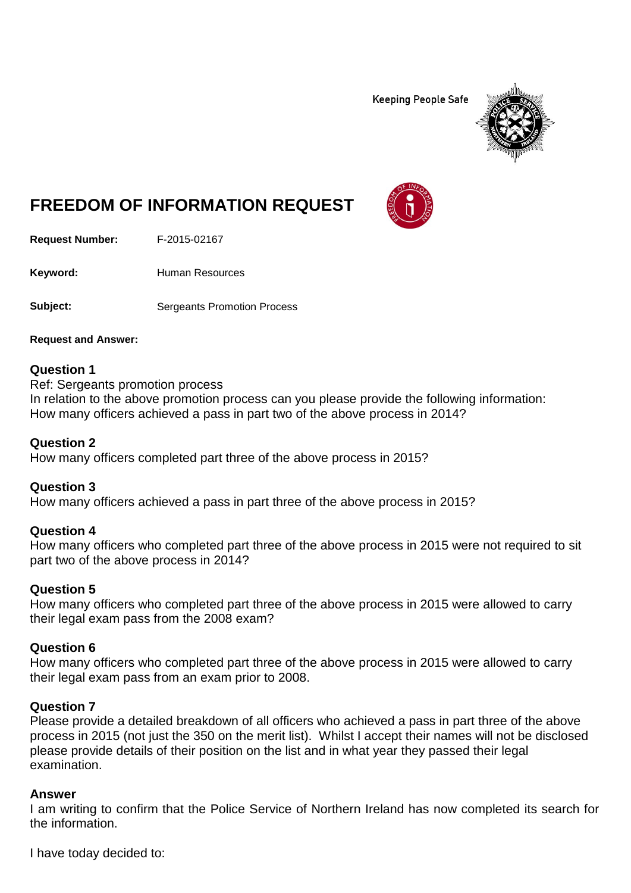Keeping People Safe

# FREEDOM OF INFORMATION REQUEST

**Request Number:** F-2015-02167

**Keyword:** Human Resources

**Subject:** Sergeants Promotion Process

**Request and Answer:**

**Question 1**
Ref: Sergeants promotion process
In relation to the above promotion process can you please provide the following information:
How many officers achieved a pass in part two of the above process in 2014?

**Question 2**
How many officers completed part three of the above process in 2015?

**Question 3**
How many officers achieved a pass in part three of the above process in 2015?

**Question 4**
How many officers who completed part three of the above process in 2015 were not required to sit part two of the above process in 2014?

**Question 5**
How many officers who completed part three of the above process in 2015 were allowed to carry their legal exam pass from the 2008 exam?

**Question 6**
How many officers who completed part three of the above process in 2015 were allowed to carry their legal exam pass from an exam prior to 2008.

**Question 7**
Please provide a detailed breakdown of all officers who achieved a pass in part three of the above process in 2015 (not just the 350 on the merit list). Whilst I accept their names will not be disclosed please provide details of their position on the list and in what year they passed their legal examination.

**Answer**
I am writing to confirm that the Police Service of Northern Ireland has now completed its search for the information.

I have today decided to: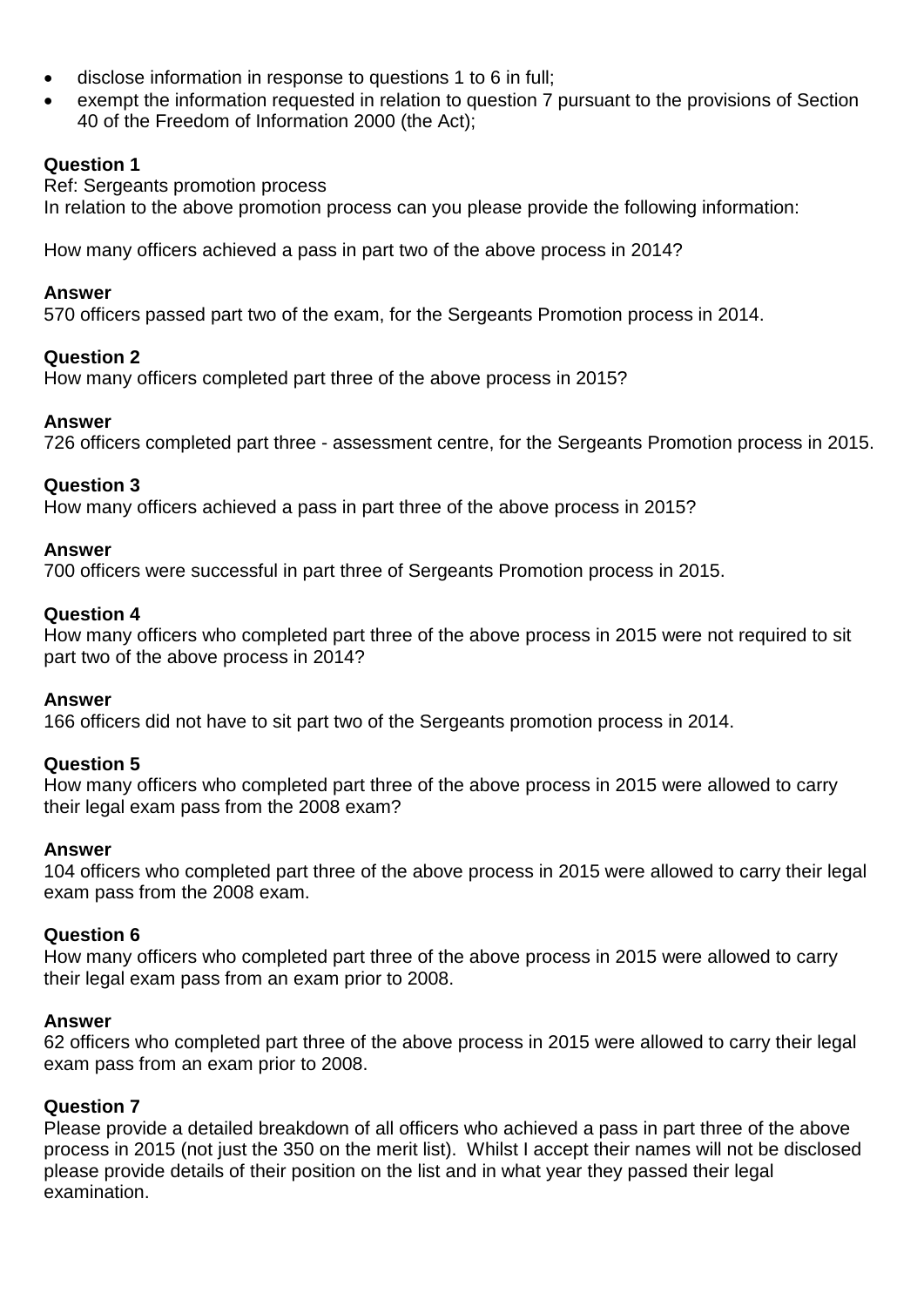- disclose information in response to questions 1 to 6 in full;
- exempt the information requested in relation to question 7 pursuant to the provisions of Section 40 of the Freedom of Information 2000 (the Act);

**Question 1**
Ref: Sergeants promotion process
In relation to the above promotion process can you please provide the following information:

How many officers achieved a pass in part two of the above process in 2014?

**Answer**
570 officers passed part two of the exam, for the Sergeants Promotion process in 2014.

**Question 2**
How many officers completed part three of the above process in 2015?

**Answer**
726 officers completed part three - assessment centre, for the Sergeants Promotion process in 2015.

**Question 3**
How many officers achieved a pass in part three of the above process in 2015?

**Answer**
700 officers were successful in part three of Sergeants Promotion process in 2015.

**Question 4**
How many officers who completed part three of the above process in 2015 were not required to sit part two of the above process in 2014?

**Answer**
166 officers did not have to sit part two of the Sergeants promotion process in 2014.

**Question 5**
How many officers who completed part three of the above process in 2015 were allowed to carry their legal exam pass from the 2008 exam?

**Answer**
104 officers who completed part three of the above process in 2015 were allowed to carry their legal exam pass from the 2008 exam.

**Question 6**
How many officers who completed part three of the above process in 2015 were allowed to carry their legal exam pass from an exam prior to 2008.

**Answer**
62 officers who completed part three of the above process in 2015 were allowed to carry their legal exam pass from an exam prior to 2008.

**Question 7**
Please provide a detailed breakdown of all officers who achieved a pass in part three of the above process in 2015 (not just the 350 on the merit list). Whilst I accept their names will not be disclosed please provide details of their position on the list and in what year they passed their legal examination.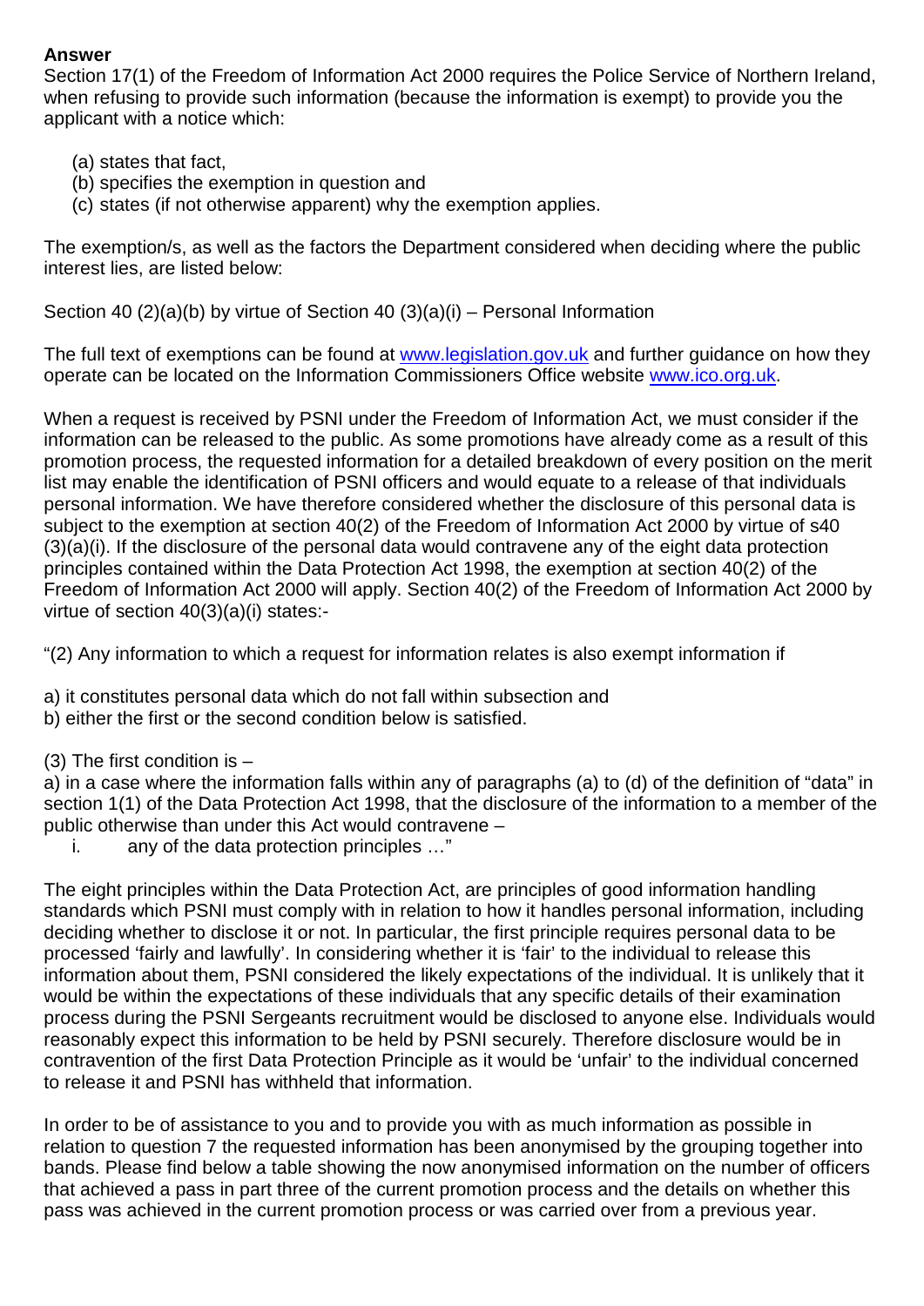**Answer**

Section 17(1) of the Freedom of Information Act 2000 requires the Police Service of Northern Ireland, when refusing to provide such information (because the information is exempt) to provide you the applicant with a notice which:

(a) states that fact,
(b) specifies the exemption in question and
(c) states (if not otherwise apparent) why the exemption applies.

The exemption/s, as well as the factors the Department considered when deciding where the public interest lies, are listed below:

Section 40 (2)(a)(b) by virtue of Section 40 (3)(a)(i) – Personal Information

The full text of exemptions can be found at www.legislation.gov.uk and further guidance on how they operate can be located on the Information Commissioners Office website www.ico.org.uk.

When a request is received by PSNI under the Freedom of Information Act, we must consider if the information can be released to the public. As some promotions have already come as a result of this promotion process, the requested information for a detailed breakdown of every position on the merit list may enable the identification of PSNI officers and would equate to a release of that individuals personal information. We have therefore considered whether the disclosure of this personal data is subject to the exemption at section 40(2) of the Freedom of Information Act 2000 by virtue of s40 (3)(a)(i). If the disclosure of the personal data would contravene any of the eight data protection principles contained within the Data Protection Act 1998, the exemption at section 40(2) of the Freedom of Information Act 2000 will apply. Section 40(2) of the Freedom of Information Act 2000 by virtue of section 40(3)(a)(i) states:-

"(2) Any information to which a request for information relates is also exempt information if

a) it constitutes personal data which do not fall within subsection and
b) either the first or the second condition below is satisfied.

(3) The first condition is –
a) in a case where the information falls within any of paragraphs (a) to (d) of the definition of "data" in section 1(1) of the Data Protection Act 1998, that the disclosure of the information to a member of the public otherwise than under this Act would contravene –

i. any of the data protection principles …"

The eight principles within the Data Protection Act, are principles of good information handling standards which PSNI must comply with in relation to how it handles personal information, including deciding whether to disclose it or not. In particular, the first principle requires personal data to be processed 'fairly and lawfully'. In considering whether it is 'fair' to the individual to release this information about them, PSNI considered the likely expectations of the individual. It is unlikely that it would be within the expectations of these individuals that any specific details of their examination process during the PSNI Sergeants recruitment would be disclosed to anyone else. Individuals would reasonably expect this information to be held by PSNI securely. Therefore disclosure would be in contravention of the first Data Protection Principle as it would be 'unfair' to the individual concerned to release it and PSNI has withheld that information.

In order to be of assistance to you and to provide you with as much information as possible in relation to question 7 the requested information has been anonymised by the grouping together into bands. Please find below a table showing the now anonymised information on the number of officers that achieved a pass in part three of the current promotion process and the details on whether this pass was achieved in the current promotion process or was carried over from a previous year.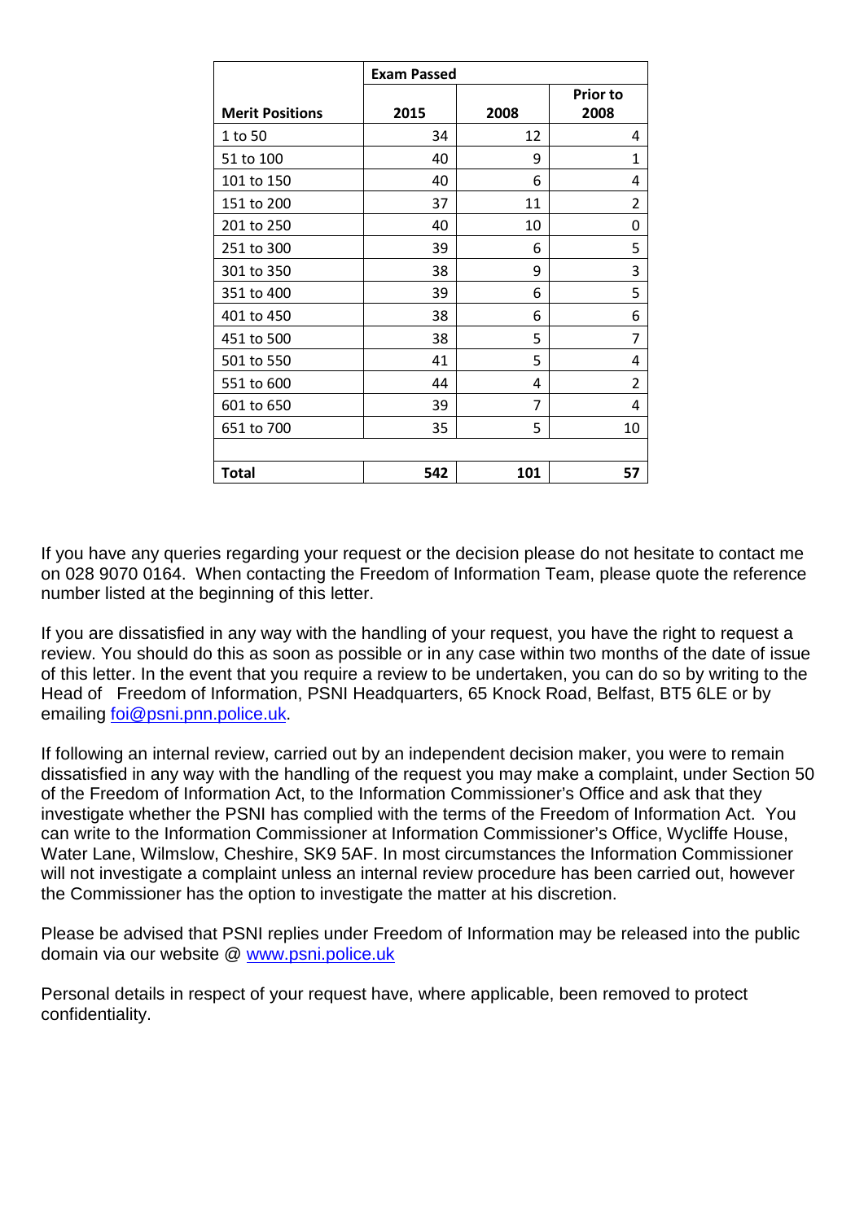| | Exam Passed | | |
|---|---|---|---|
| **Merit Positions** | **2015** | **2008** | **Prior to 2008** |
| 1 to 50 | 34 | 12 | 4 |
| 51 to 100 | 40 | 9 | 1 |
| 101 to 150 | 40 | 6 | 4 |
| 151 to 200 | 37 | 11 | 2 |
| 201 to 250 | 40 | 10 | 0 |
| 251 to 300 | 39 | 6 | 5 |
| 301 to 350 | 38 | 9 | 3 |
| 351 to 400 | 39 | 6 | 5 |
| 401 to 450 | 38 | 6 | 6 |
| 451 to 500 | 38 | 5 | 7 |
| 501 to 550 | 41 | 5 | 4 |
| 551 to 600 | 44 | 4 | 2 |
| 601 to 650 | 39 | 7 | 4 |
| 651 to 700 | 35 | 5 | 10 |
| | | | |
| **Total** | **542** | **101** | **57** |

If you have any queries regarding your request or the decision please do not hesitate to contact me on 028 9070 0164. When contacting the Freedom of Information Team, please quote the reference number listed at the beginning of this letter.

If you are dissatisfied in any way with the handling of your request, you have the right to request a review. You should do this as soon as possible or in any case within two months of the date of issue of this letter. In the event that you require a review to be undertaken, you can do so by writing to the Head of Freedom of Information, PSNI Headquarters, 65 Knock Road, Belfast, BT5 6LE or by emailing foi@psni.pnn.police.uk.

If following an internal review, carried out by an independent decision maker, you were to remain dissatisfied in any way with the handling of the request you may make a complaint, under Section 50 of the Freedom of Information Act, to the Information Commissioner's Office and ask that they investigate whether the PSNI has complied with the terms of the Freedom of Information Act. You can write to the Information Commissioner at Information Commissioner's Office, Wycliffe House, Water Lane, Wilmslow, Cheshire, SK9 5AF. In most circumstances the Information Commissioner will not investigate a complaint unless an internal review procedure has been carried out, however the Commissioner has the option to investigate the matter at his discretion.

Please be advised that PSNI replies under Freedom of Information may be released into the public domain via our website @ www.psni.police.uk

Personal details in respect of your request have, where applicable, been removed to protect confidentiality.